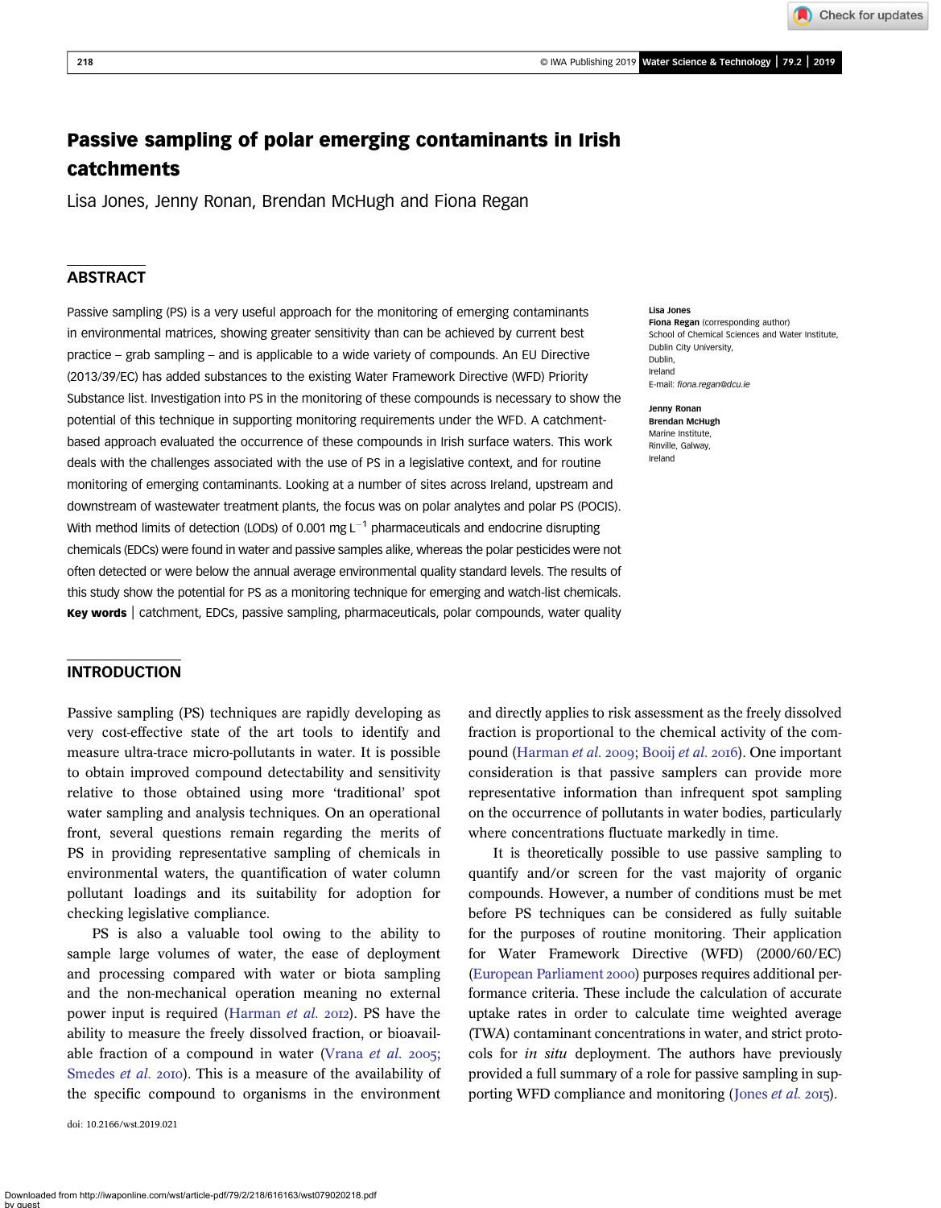# Passive sampling of polar emerging contaminants in Irish catchments

Lisa Jones, Jenny Ronan, Brendan McHugh and Fiona Regan

## ABSTRACT

Passive sampling (PS) is a very useful approach for the monitoring of emerging contaminants in environmental matrices, showing greater sensitivity than can be achieved by current best practice – grab sampling – and is applicable to a wide variety of compounds. An EU Directive (2013/39/EC) has added substances to the existing Water Framework Directive (WFD) Priority Substance list. Investigation into PS in the monitoring of these compounds is necessary to show the potential of this technique in supporting monitoring requirements under the WFD. A catchment-based approach evaluated the occurrence of these compounds in Irish surface waters. This work deals with the challenges associated with the use of PS in a legislative context, and for routine monitoring of emerging contaminants. Looking at a number of sites across Ireland, upstream and downstream of wastewater treatment plants, the focus was on polar analytes and polar PS (POCIS). With method limits of detection (LODs) of 0.001 mg $L^{-1}$ pharmaceuticals and endocrine disrupting chemicals (EDCs) were found in water and passive samples alike, whereas the polar pesticides were not often detected or were below the annual average environmental quality standard levels. The results of this study show the potential for PS as a monitoring technique for emerging and watch-list chemicals.

**Key words** | catchment, EDCs, passive sampling, pharmaceuticals, polar compounds, water quality

**Lisa Jones**
**Fiona Regan** (corresponding author)
School of Chemical Sciences and Water Institute,
Dublin City University,
Dublin,
Ireland
E-mail: *fiona.regan@dcu.ie*

**Jenny Ronan**
**Brendan McHugh**
Marine Institute,
Rinville, Galway,
Ireland

## INTRODUCTION

Passive sampling (PS) techniques are rapidly developing as very cost-effective state of the art tools to identify and measure ultra-trace micro-pollutants in water. It is possible to obtain improved compound detectability and sensitivity relative to those obtained using more 'traditional' spot water sampling and analysis techniques. On an operational front, several questions remain regarding the merits of PS in providing representative sampling of chemicals in environmental waters, the quantification of water column pollutant loadings and its suitability for adoption for checking legislative compliance.

PS is also a valuable tool owing to the ability to sample large volumes of water, the ease of deployment and processing compared with water or biota sampling and the non-mechanical operation meaning no external power input is required (Harman *et al.* 2012). PS have the ability to measure the freely dissolved fraction, or bioavailable fraction of a compound in water (Vrana *et al.* 2005; Smedes *et al.* 2010). This is a measure of the availability of the specific compound to organisms in the environment and directly applies to risk assessment as the freely dissolved fraction is proportional to the chemical activity of the compound (Harman *et al.* 2009; Booij *et al.* 2016). One important consideration is that passive samplers can provide more representative information than infrequent spot sampling on the occurrence of pollutants in water bodies, particularly where concentrations fluctuate markedly in time.

It is theoretically possible to use passive sampling to quantify and/or screen for the vast majority of organic compounds. However, a number of conditions must be met before PS techniques can be considered as fully suitable for the purposes of routine monitoring. Their application for Water Framework Directive (WFD) (2000/60/EC) (European Parliament 2000) purposes requires additional performance criteria. These include the calculation of accurate uptake rates in order to calculate time weighted average (TWA) contaminant concentrations in water, and strict protocols for *in situ* deployment. The authors have previously provided a full summary of a role for passive sampling in supporting WFD compliance and monitoring (Jones *et al.* 2015).

doi: 10.2166/wst.2019.021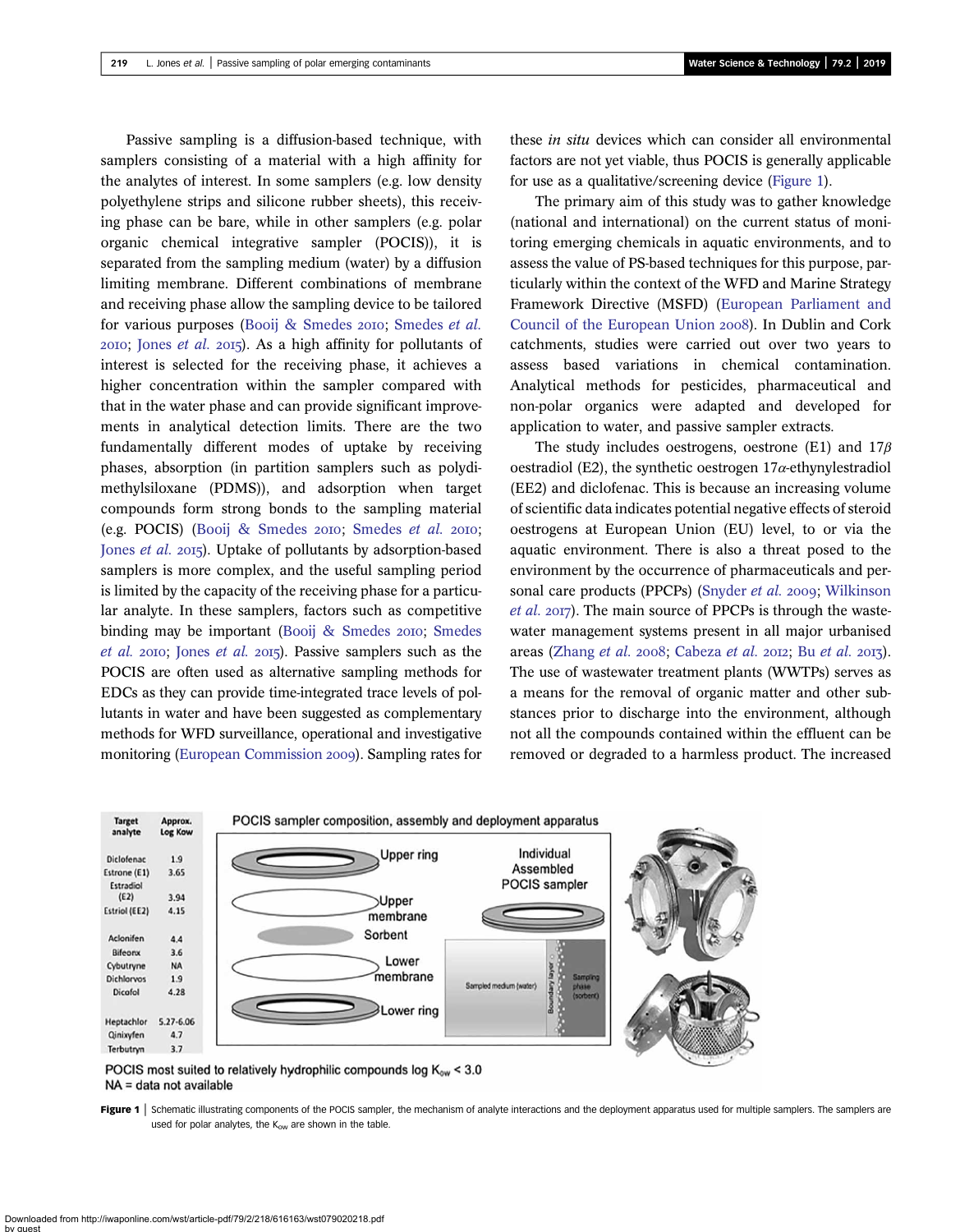Passive sampling is a diffusion-based technique, with samplers consisting of a material with a high affinity for the analytes of interest. In some samplers (e.g. low density polyethylene strips and silicone rubber sheets), this receiving phase can be bare, while in other samplers (e.g. polar organic chemical integrative sampler (POCIS)), it is separated from the sampling medium (water) by a diffusion limiting membrane. Different combinations of membrane and receiving phase allow the sampling device to be tailored for various purposes (Booij & Smedes 2010; Smedes *et al.* 2010; Jones *et al.* 2015). As a high affinity for pollutants of interest is selected for the receiving phase, it achieves a higher concentration within the sampler compared with that in the water phase and can provide significant improvements in analytical detection limits. There are the two fundamentally different modes of uptake by receiving phases, absorption (in partition samplers such as polydimethylsiloxane (PDMS)), and adsorption when target compounds form strong bonds to the sampling material (e.g. POCIS) (Booij & Smedes 2010; Smedes *et al.* 2010; Jones *et al.* 2015). Uptake of pollutants by adsorption-based samplers is more complex, and the useful sampling period is limited by the capacity of the receiving phase for a particular analyte. In these samplers, factors such as competitive binding may be important (Booij & Smedes 2010; Smedes *et al.* 2010; Jones *et al.* 2015). Passive samplers such as the POCIS are often used as alternative sampling methods for EDCs as they can provide time-integrated trace levels of pollutants in water and have been suggested as complementary methods for WFD surveillance, operational and investigative monitoring (European Commission 2009). Sampling rates for these *in situ* devices which can consider all environmental factors are not yet viable, thus POCIS is generally applicable for use as a qualitative/screening device (Figure 1).

The primary aim of this study was to gather knowledge (national and international) on the current status of monitoring emerging chemicals in aquatic environments, and to assess the value of PS-based techniques for this purpose, particularly within the context of the WFD and Marine Strategy Framework Directive (MSFD) (European Parliament and Council of the European Union 2008). In Dublin and Cork catchments, studies were carried out over two years to assess based variations in chemical contamination. Analytical methods for pesticides, pharmaceutical and non-polar organics were adapted and developed for application to water, and passive sampler extracts.

The study includes oestrogens, oestrone (E1) and 17$\beta$ oestradiol (E2), the synthetic oestrogen 17$\alpha$-ethynylestradiol (EE2) and diclofenac. This is because an increasing volume of scientific data indicates potential negative effects of steroid oestrogens at European Union (EU) level, to or via the aquatic environment. There is also a threat posed to the environment by the occurrence of pharmaceuticals and personal care products (PPCPs) (Snyder *et al.* 2009; Wilkinson *et al.* 2017). The main source of PPCPs is through the wastewater management systems present in all major urbanised areas (Zhang *et al.* 2008; Cabeza *et al.* 2012; Bu *et al.* 2013). The use of wastewater treatment plants (WWTPs) serves as a means for the removal of organic matter and other substances prior to discharge into the environment, although not all the compounds contained within the effluent can be removed or degraded to a harmless product. The increased

| Target analyte | Approx. Log Kow |
|---|---|
| Diclofenac | 1.9 |
| Estrone (E1) | 3.65 |
| Estradiol (E2) | 3.94 |
| Estriol (EE2) | 4.15 |
| Aclonifen | 4.4 |
| Bifeonx | 3.6 |
| Cybutryne | NA |
| Dichlorvos | 1.9 |
| Dicofol | 4.28 |
| Heptachlor | 5.27-6.06 |
| Qinixyfen | 4.7 |
| Terbutryn | 3.7 |

POCIS sampler composition, assembly and deployment apparatus

POCIS most suited to relatively hydrophilic compounds log $K_{ow}$ < 3.0
NA = data not available

**Figure 1** | Schematic illustrating components of the POCIS sampler, the mechanism of analyte interactions and the deployment apparatus used for multiple samplers. The samplers are used for polar analytes, the $K_{ow}$ are shown in the table.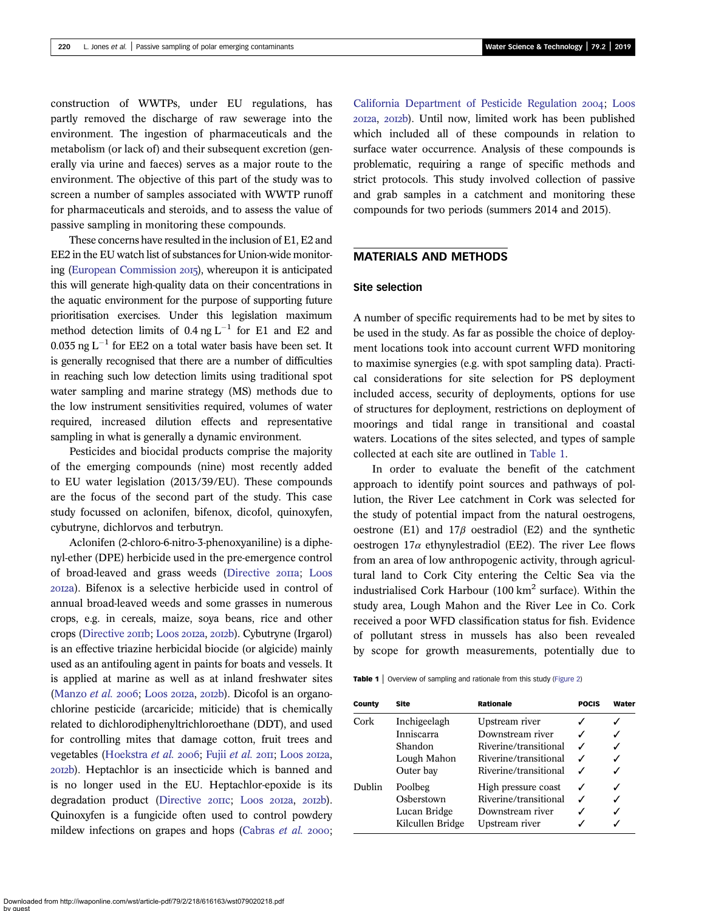construction of WWTPs, under EU regulations, has partly removed the discharge of raw sewerage into the environment. The ingestion of pharmaceuticals and the metabolism (or lack of) and their subsequent excretion (generally via urine and faeces) serves as a major route to the environment. The objective of this part of the study was to screen a number of samples associated with WWTP runoff for pharmaceuticals and steroids, and to assess the value of passive sampling in monitoring these compounds.

These concerns have resulted in the inclusion of E1, E2 and EE2 in the EU watch list of substances for Union-wide monitoring (European Commission 2015), whereupon it is anticipated this will generate high-quality data on their concentrations in the aquatic environment for the purpose of supporting future prioritisation exercises. Under this legislation maximum method detection limits of 0.4 ng $L^{-1}$ for E1 and E2 and 0.035 ng $L^{-1}$ for EE2 on a total water basis have been set. It is generally recognised that there are a number of difficulties in reaching such low detection limits using traditional spot water sampling and marine strategy (MS) methods due to the low instrument sensitivities required, volumes of water required, increased dilution effects and representative sampling in what is generally a dynamic environment.

Pesticides and biocidal products comprise the majority of the emerging compounds (nine) most recently added to EU water legislation (2013/39/EU). These compounds are the focus of the second part of the study. This case study focussed on aclonifen, bifenox, dicofol, quinoxyfen, cybutryne, dichlorvos and terbutryn.

Aclonifen (2-chloro-6-nitro-3-phenoxyaniline) is a diphenyl-ether (DPE) herbicide used in the pre-emergence control of broad-leaved and grass weeds (Directive 2011a; Loos 2012a). Bifenox is a selective herbicide used in control of annual broad-leaved weeds and some grasses in numerous crops, e.g. in cereals, maize, soya beans, rice and other crops (Directive 2011b; Loos 2012a, 2012b). Cybutryne (Irgarol) is an effective triazine herbicidal biocide (or algicide) mainly used as an antifouling agent in paints for boats and vessels. It is applied at marine as well as at inland freshwater sites (Manzo *et al.* 2006; Loos 2012a, 2012b). Dicofol is an organochlorine pesticide (arcaricide; miticide) that is chemically related to dichlorodiphenyltrichloroethane (DDT), and used for controlling mites that damage cotton, fruit trees and vegetables (Hoekstra *et al.* 2006; Fujii *et al.* 2011; Loos 2012a, 2012b). Heptachlor is an insecticide which is banned and is no longer used in the EU. Heptachlor-epoxide is its degradation product (Directive 2011c; Loos 2012a, 2012b). Quinoxyfen is a fungicide often used to control powdery mildew infections on grapes and hops (Cabras *et al.* 2000; California Department of Pesticide Regulation 2004; Loos 2012a, 2012b). Until now, limited work has been published which included all of these compounds in relation to surface water occurrence. Analysis of these compounds is problematic, requiring a range of specific methods and strict protocols. This study involved collection of passive and grab samples in a catchment and monitoring these compounds for two periods (summers 2014 and 2015).

## MATERIALS AND METHODS

### Site selection

A number of specific requirements had to be met by sites to be used in the study. As far as possible the choice of deployment locations took into account current WFD monitoring to maximise synergies (e.g. with spot sampling data). Practical considerations for site selection for PS deployment included access, security of deployments, options for use of structures for deployment, restrictions on deployment of moorings and tidal range in transitional and coastal waters. Locations of the sites selected, and types of sample collected at each site are outlined in Table 1.

In order to evaluate the benefit of the catchment approach to identify point sources and pathways of pollution, the River Lee catchment in Cork was selected for the study of potential impact from the natural oestrogens, oestrone (E1) and 17$\beta$ oestradiol (E2) and the synthetic oestrogen 17$\alpha$ ethynylestradiol (EE2). The river Lee flows from an area of low anthropogenic activity, through agricultural land to Cork City entering the Celtic Sea via the industrialised Cork Harbour (100 $km^2$ surface). Within the study area, Lough Mahon and the River Lee in Co. Cork received a poor WFD classification status for fish. Evidence of pollutant stress in mussels has also been revealed by scope for growth measurements, potentially due to

**Table 1** | Overview of sampling and rationale from this study (Figure 2)

| County | Site | Rationale | POCIS | Water |
|---|---|---|---|---|
| Cork | Inchigeelagh | Upstream river | ✓ | ✓ |
| | Inniscarra | Downstream river | ✓ | ✓ |
| | Shandon | Riverine/transitional | ✓ | ✓ |
| | Lough Mahon | Riverine/transitional | ✓ | ✓ |
| | Outer bay | Riverine/transitional | ✓ | ✓ |
| Dublin | Poolbeg | High pressure coast | ✓ | ✓ |
| | Osberstown | Riverine/transitional | ✓ | ✓ |
| | Lucan Bridge | Downstream river | ✓ | ✓ |
| | Kilcullen Bridge | Upstream river | ✓ | ✓ |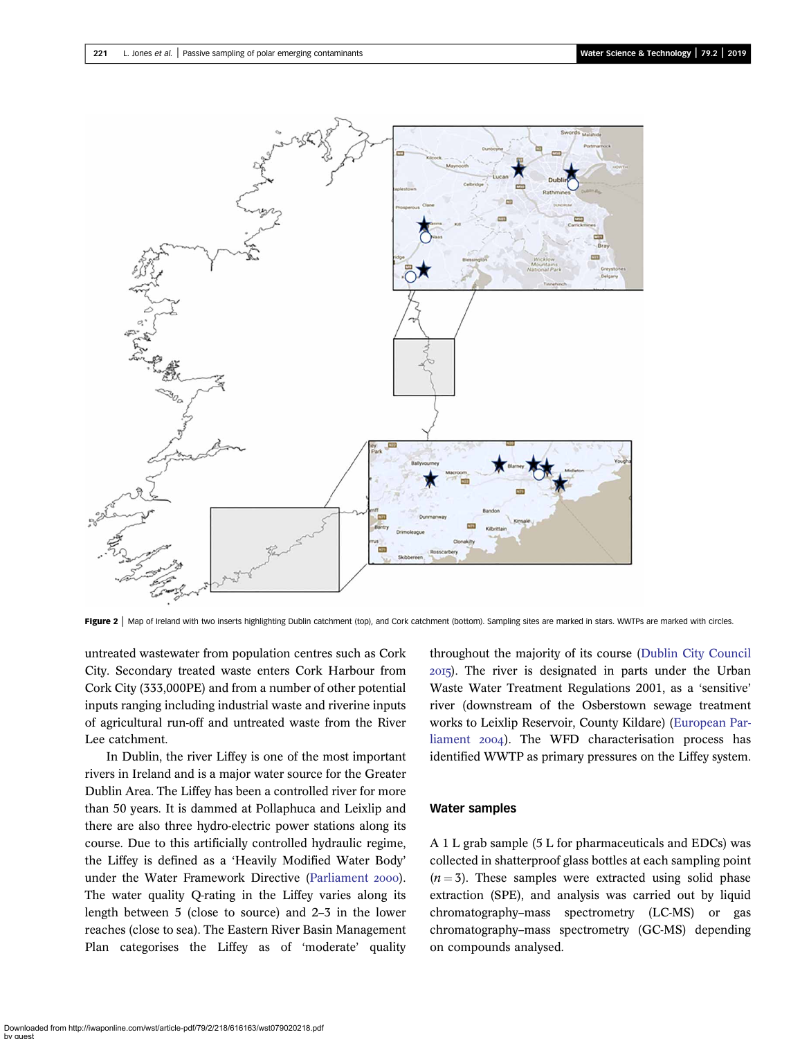Figure 2 | Map of Ireland with two inserts highlighting Dublin catchment (top), and Cork catchment (bottom). Sampling sites are marked in stars. WWTPs are marked with circles.

untreated wastewater from population centres such as Cork City. Secondary treated waste enters Cork Harbour from Cork City (333,000PE) and from a number of other potential inputs ranging including industrial waste and riverine inputs of agricultural run-off and untreated waste from the River Lee catchment.

In Dublin, the river Liffey is one of the most important rivers in Ireland and is a major water source for the Greater Dublin Area. The Liffey has been a controlled river for more than 50 years. It is dammed at Pollaphuca and Leixlip and there are also three hydro-electric power stations along its course. Due to this artificially controlled hydraulic regime, the Liffey is defined as a 'Heavily Modified Water Body' under the Water Framework Directive (Parliament 2000). The water quality Q-rating in the Liffey varies along its length between 5 (close to source) and 2–3 in the lower reaches (close to sea). The Eastern River Basin Management Plan categorises the Liffey as of 'moderate' quality throughout the majority of its course (Dublin City Council 2015). The river is designated in parts under the Urban Waste Water Treatment Regulations 2001, as a 'sensitive' river (downstream of the Osberstown sewage treatment works to Leixlip Reservoir, County Kildare) (European Parliament 2004). The WFD characterisation process has identified WWTP as primary pressures on the Liffey system.

## Water samples

A 1 L grab sample (5 L for pharmaceuticals and EDCs) was collected in shatterproof glass bottles at each sampling point ($n = 3$). These samples were extracted using solid phase extraction (SPE), and analysis was carried out by liquid chromatography–mass spectrometry (LC-MS) or gas chromatography–mass spectrometry (GC-MS) depending on compounds analysed.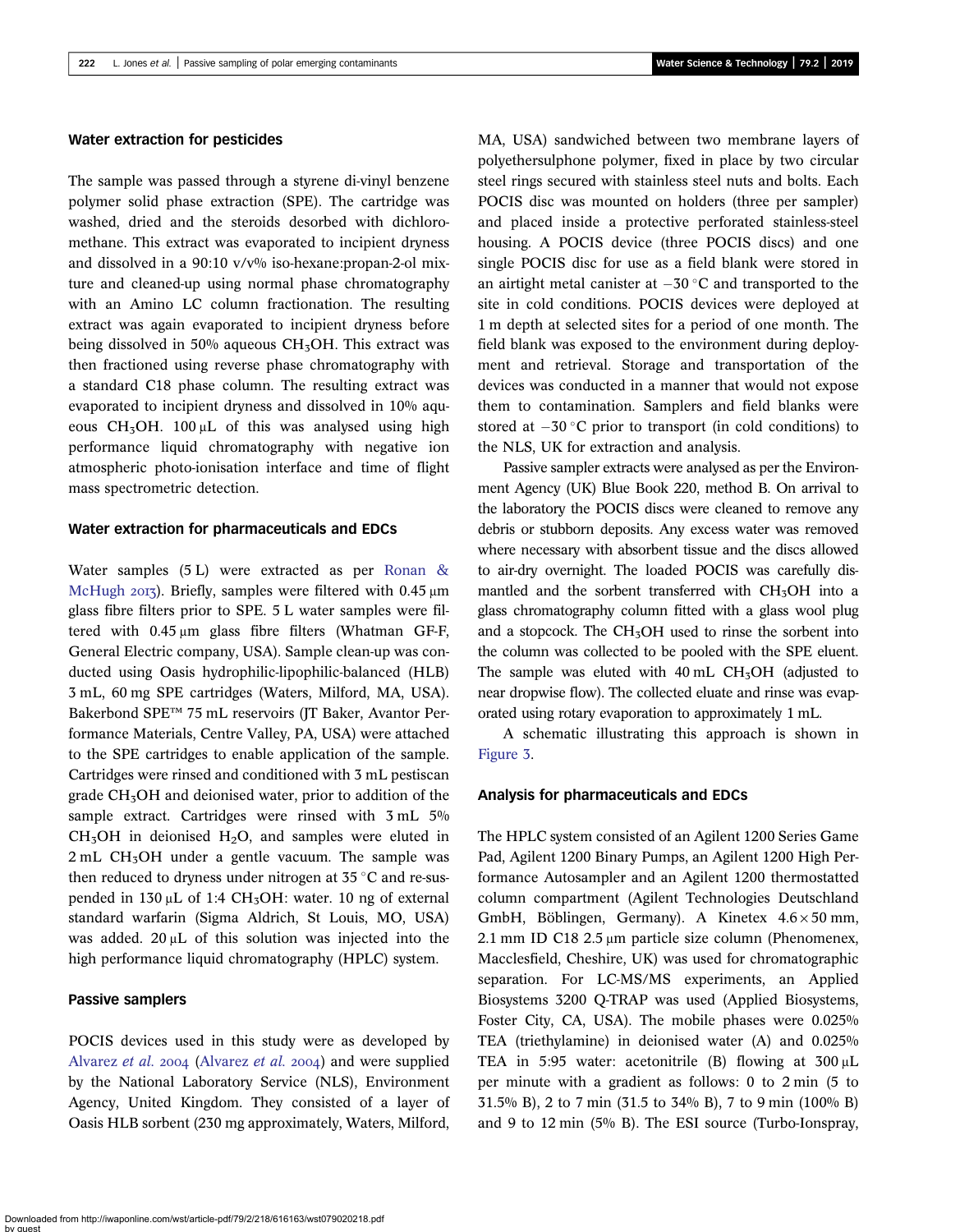### Water extraction for pesticides

The sample was passed through a styrene di-vinyl benzene polymer solid phase extraction (SPE). The cartridge was washed, dried and the steroids desorbed with dichloromethane. This extract was evaporated to incipient dryness and dissolved in a 90:10 v/v% iso-hexane:propan-2-ol mixture and cleaned-up using normal phase chromatography with an Amino LC column fractionation. The resulting extract was again evaporated to incipient dryness before being dissolved in 50% aqueous $CH_3OH$. This extract was then fractioned using reverse phase chromatography with a standard C18 phase column. The resulting extract was evaporated to incipient dryness and dissolved in 10% aqueous $CH_3OH$. 100 μL of this was analysed using high performance liquid chromatography with negative ion atmospheric photo-ionisation interface and time of flight mass spectrometric detection.

### Water extraction for pharmaceuticals and EDCs

Water samples (5 L) were extracted as per Ronan & McHugh 2013). Briefly, samples were filtered with 0.45 μm glass fibre filters prior to SPE. 5 L water samples were filtered with 0.45 μm glass fibre filters (Whatman GF-F, General Electric company, USA). Sample clean-up was conducted using Oasis hydrophilic-lipophilic-balanced (HLB) 3 mL, 60 mg SPE cartridges (Waters, Milford, MA, USA). Bakerbond SPE™ 75 mL reservoirs (JT Baker, Avantor Performance Materials, Centre Valley, PA, USA) were attached to the SPE cartridges to enable application of the sample. Cartridges were rinsed and conditioned with 3 mL pestiscan grade $CH_3OH$ and deionised water, prior to addition of the sample extract. Cartridges were rinsed with 3 mL 5% $CH_3OH$ in deionised $H_2O$, and samples were eluted in 2 mL $CH_3OH$ under a gentle vacuum. The sample was then reduced to dryness under nitrogen at 35 °C and re-suspended in 130 μL of 1:4 $CH_3OH$: water. 10 ng of external standard warfarin (Sigma Aldrich, St Louis, MO, USA) was added. 20 μL of this solution was injected into the high performance liquid chromatography (HPLC) system.

### Passive samplers

POCIS devices used in this study were as developed by Alvarez *et al.* 2004 (Alvarez *et al.* 2004) and were supplied by the National Laboratory Service (NLS), Environment Agency, United Kingdom. They consisted of a layer of Oasis HLB sorbent (230 mg approximately, Waters, Milford, MA, USA) sandwiched between two membrane layers of polyethersulphone polymer, fixed in place by two circular steel rings secured with stainless steel nuts and bolts. Each POCIS disc was mounted on holders (three per sampler) and placed inside a protective perforated stainless-steel housing. A POCIS device (three POCIS discs) and one single POCIS disc for use as a field blank were stored in an airtight metal canister at −30 °C and transported to the site in cold conditions. POCIS devices were deployed at 1 m depth at selected sites for a period of one month. The field blank was exposed to the environment during deployment and retrieval. Storage and transportation of the devices was conducted in a manner that would not expose them to contamination. Samplers and field blanks were stored at −30 °C prior to transport (in cold conditions) to the NLS, UK for extraction and analysis.

Passive sampler extracts were analysed as per the Environment Agency (UK) Blue Book 220, method B. On arrival to the laboratory the POCIS discs were cleaned to remove any debris or stubborn deposits. Any excess water was removed where necessary with absorbent tissue and the discs allowed to air-dry overnight. The loaded POCIS was carefully dismantled and the sorbent transferred with $CH_3OH$ into a glass chromatography column fitted with a glass wool plug and a stopcock. The $CH_3OH$ used to rinse the sorbent into the column was collected to be pooled with the SPE eluent. The sample was eluted with 40 mL $CH_3OH$ (adjusted to near dropwise flow). The collected eluate and rinse was evaporated using rotary evaporation to approximately 1 mL.

A schematic illustrating this approach is shown in Figure 3.

### Analysis for pharmaceuticals and EDCs

The HPLC system consisted of an Agilent 1200 Series Game Pad, Agilent 1200 Binary Pumps, an Agilent 1200 High Performance Autosampler and an Agilent 1200 thermostatted column compartment (Agilent Technologies Deutschland GmbH, Böblingen, Germany). A Kinetex 4.6 × 50 mm, 2.1 mm ID C18 2.5 μm particle size column (Phenomenex, Macclesfield, Cheshire, UK) was used for chromatographic separation. For LC-MS/MS experiments, an Applied Biosystems 3200 Q-TRAP was used (Applied Biosystems, Foster City, CA, USA). The mobile phases were 0.025% TEA (triethylamine) in deionised water (A) and 0.025% TEA in 5:95 water: acetonitrile (B) flowing at 300 μL per minute with a gradient as follows: 0 to 2 min (5 to 31.5% B), 2 to 7 min (31.5 to 34% B), 7 to 9 min (100% B) and 9 to 12 min (5% B). The ESI source (Turbo-Ionspray,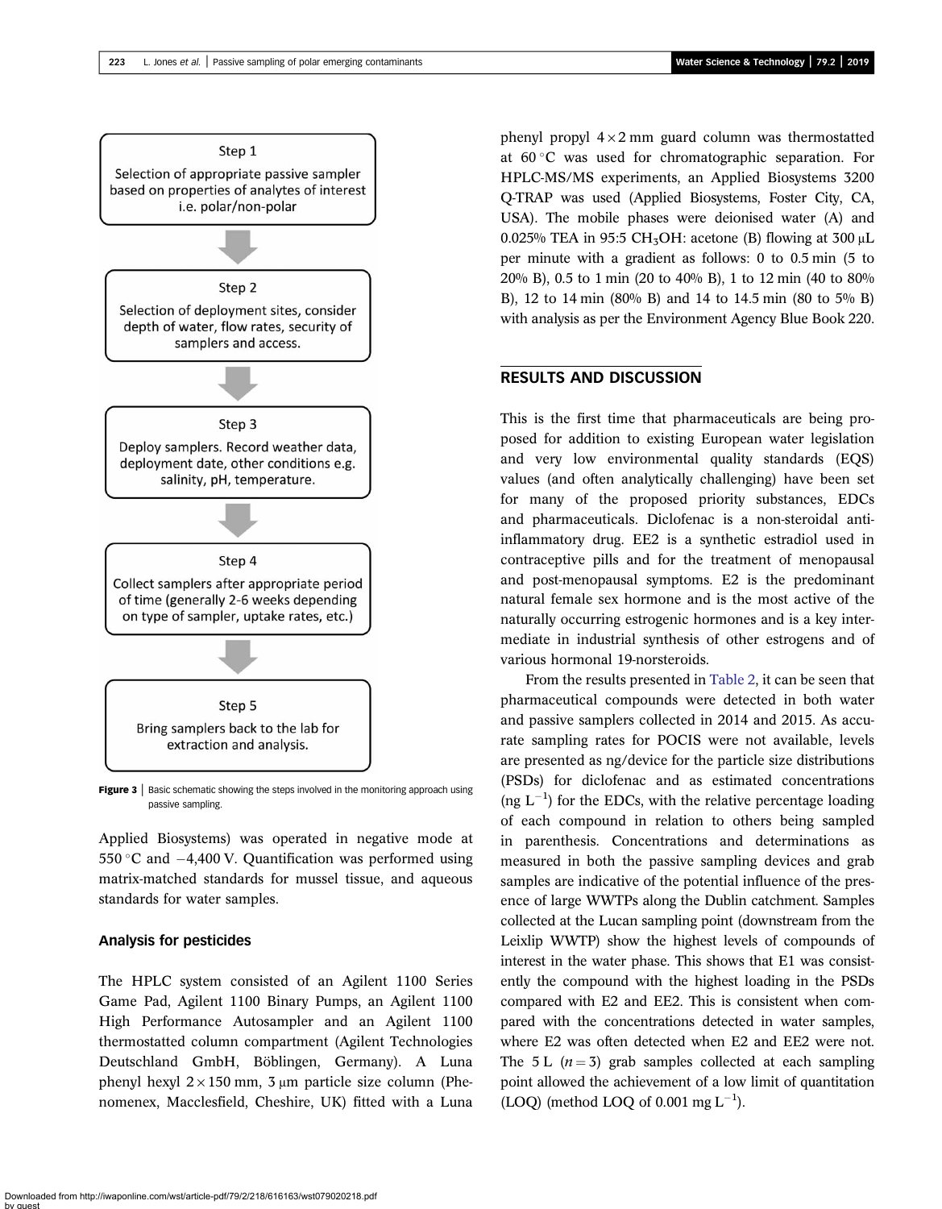Step 1

Selection of appropriate passive sampler based on properties of analytes of interest i.e. polar/non-polar

Step 2

Selection of deployment sites, consider depth of water, flow rates, security of samplers and access.

Step 3

Deploy samplers. Record weather data, deployment date, other conditions e.g. salinity, pH, temperature.

Step 4

Collect samplers after appropriate period of time (generally 2-6 weeks depending on type of sampler, uptake rates, etc.)

Step 5

Bring samplers back to the lab for extraction and analysis.

**Figure 3** | Basic schematic showing the steps involved in the monitoring approach using passive sampling.

Applied Biosystems) was operated in negative mode at 550 °C and −4,400 V. Quantification was performed using matrix-matched standards for mussel tissue, and aqueous standards for water samples.

### Analysis for pesticides

The HPLC system consisted of an Agilent 1100 Series Game Pad, Agilent 1100 Binary Pumps, an Agilent 1100 High Performance Autosampler and an Agilent 1100 thermostatted column compartment (Agilent Technologies Deutschland GmbH, Böblingen, Germany). A Luna phenyl hexyl 2 × 150 mm, 3 μm particle size column (Phenomenex, Macclesfield, Cheshire, UK) fitted with a Luna phenyl propyl 4 × 2 mm guard column was thermostatted at 60 °C was used for chromatographic separation. For HPLC-MS/MS experiments, an Applied Biosystems 3200 Q-TRAP was used (Applied Biosystems, Foster City, CA, USA). The mobile phases were deionised water (A) and 0.025% TEA in 95:5 $CH_3OH$: acetone (B) flowing at 300 μL per minute with a gradient as follows: 0 to 0.5 min (5 to 20% B), 0.5 to 1 min (20 to 40% B), 1 to 12 min (40 to 80% B), 12 to 14 min (80% B) and 14 to 14.5 min (80 to 5% B) with analysis as per the Environment Agency Blue Book 220.

## RESULTS AND DISCUSSION

This is the first time that pharmaceuticals are being proposed for addition to existing European water legislation and very low environmental quality standards (EQS) values (and often analytically challenging) have been set for many of the proposed priority substances, EDCs and pharmaceuticals. Diclofenac is a non-steroidal anti-inflammatory drug. EE2 is a synthetic estradiol used in contraceptive pills and for the treatment of menopausal and post-menopausal symptoms. E2 is the predominant natural female sex hormone and is the most active of the naturally occurring estrogenic hormones and is a key intermediate in industrial synthesis of other estrogens and of various hormonal 19-norsteroids.

From the results presented in Table 2, it can be seen that pharmaceutical compounds were detected in both water and passive samplers collected in 2014 and 2015. As accurate sampling rates for POCIS were not available, levels are presented as ng/device for the particle size distributions (PSDs) for diclofenac and as estimated concentrations (ng $L^{-1}$) for the EDCs, with the relative percentage loading of each compound in relation to others being sampled in parenthesis. Concentrations and determinations as measured in both the passive sampling devices and grab samples are indicative of the potential influence of the presence of large WWTPs along the Dublin catchment. Samples collected at the Lucan sampling point (downstream from the Leixlip WWTP) show the highest levels of compounds of interest in the water phase. This shows that E1 was consistently the compound with the highest loading in the PSDs compared with E2 and EE2. This is consistent when compared with the concentrations detected in water samples, where E2 was often detected when E2 and EE2 were not. The 5 L ($n = 3$) grab samples collected at each sampling point allowed the achievement of a low limit of quantitation (LOQ) (method LOQ of 0.001 mg $L^{-1}$).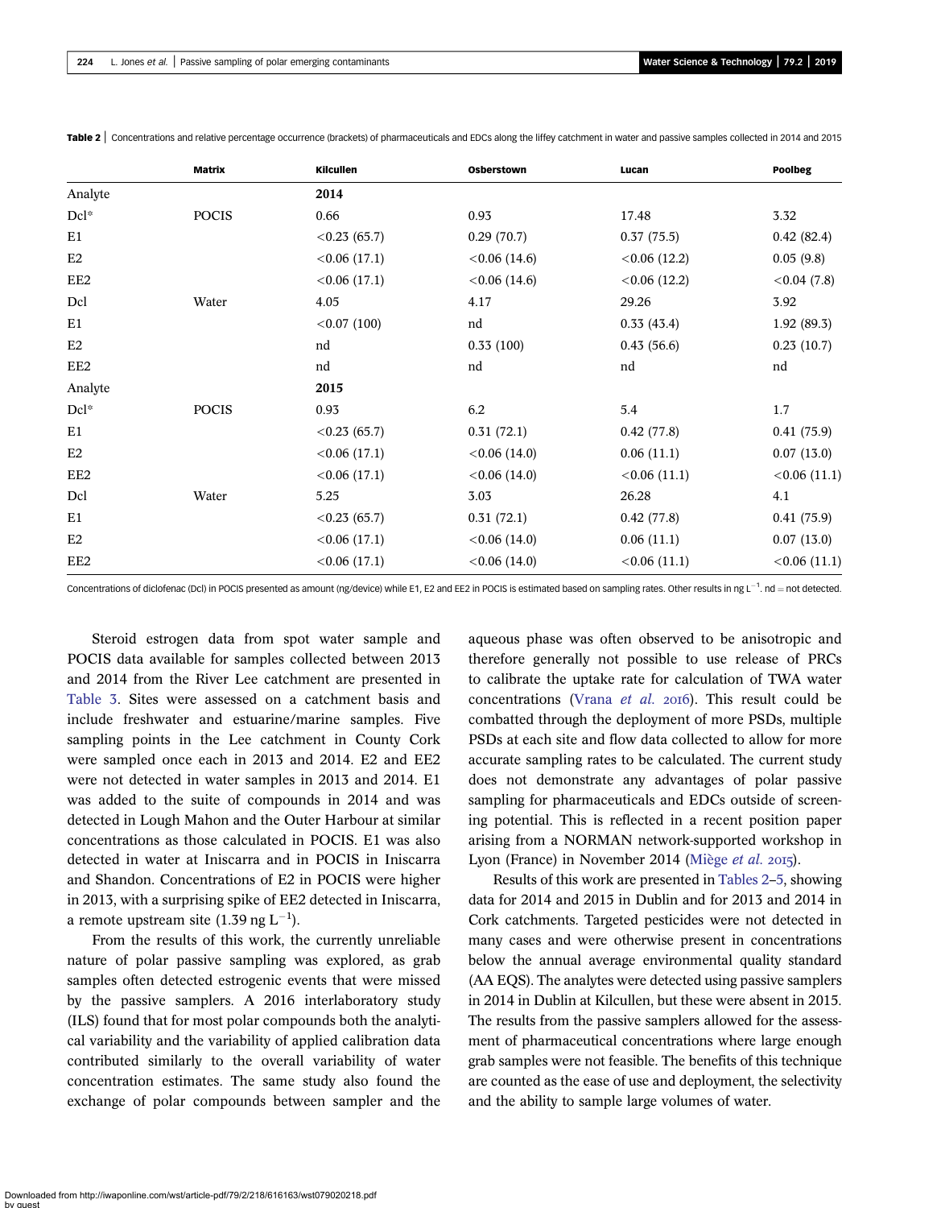**Table 2** | Concentrations and relative percentage occurrence (brackets) of pharmaceuticals and EDCs along the liffey catchment in water and passive samples collected in 2014 and 2015

| | Matrix | Kilcullen | Osberstown | Lucan | Poolbeg |
|---|---|---|---|---|---|
| Analyte | | 2014 | | | |
| Dcl* | POCIS | 0.66 | 0.93 | 17.48 | 3.32 |
| E1 | | <0.23 (65.7) | 0.29 (70.7) | 0.37 (75.5) | 0.42 (82.4) |
| E2 | | <0.06 (17.1) | <0.06 (14.6) | <0.06 (12.2) | 0.05 (9.8) |
| EE2 | | <0.06 (17.1) | <0.06 (14.6) | <0.06 (12.2) | <0.04 (7.8) |
| Dcl | Water | 4.05 | 4.17 | 29.26 | 3.92 |
| E1 | | <0.07 (100) | nd | 0.33 (43.4) | 1.92 (89.3) |
| E2 | | nd | 0.33 (100) | 0.43 (56.6) | 0.23 (10.7) |
| EE2 | | nd | nd | nd | nd |
| Analyte | | 2015 | | | |
| Dcl* | POCIS | 0.93 | 6.2 | 5.4 | 1.7 |
| E1 | | <0.23 (65.7) | 0.31 (72.1) | 0.42 (77.8) | 0.41 (75.9) |
| E2 | | <0.06 (17.1) | <0.06 (14.0) | 0.06 (11.1) | 0.07 (13.0) |
| EE2 | | <0.06 (17.1) | <0.06 (14.0) | <0.06 (11.1) | <0.06 (11.1) |
| Dcl | Water | 5.25 | 3.03 | 26.28 | 4.1 |
| E1 | | <0.23 (65.7) | 0.31 (72.1) | 0.42 (77.8) | 0.41 (75.9) |
| E2 | | <0.06 (17.1) | <0.06 (14.0) | 0.06 (11.1) | 0.07 (13.0) |
| EE2 | | <0.06 (17.1) | <0.06 (14.0) | <0.06 (11.1) | <0.06 (11.1) |

Concentrations of diclofenac (Dcl) in POCIS presented as amount (ng/device) while E1, E2 and EE2 in POCIS is estimated based on sampling rates. Other results in ng $L^{-1}$. nd = not detected.

Steroid estrogen data from spot water sample and POCIS data available for samples collected between 2013 and 2014 from the River Lee catchment are presented in Table 3. Sites were assessed on a catchment basis and include freshwater and estuarine/marine samples. Five sampling points in the Lee catchment in County Cork were sampled once each in 2013 and 2014. E2 and EE2 were not detected in water samples in 2013 and 2014. E1 was added to the suite of compounds in 2014 and was detected in Lough Mahon and the Outer Harbour at similar concentrations as those calculated in POCIS. E1 was also detected in water at Iniscarra and in POCIS in Iniscarra and Shandon. Concentrations of E2 in POCIS were higher in 2013, with a surprising spike of EE2 detected in Iniscarra, a remote upstream site (1.39 ng $L^{-1}$).

From the results of this work, the currently unreliable nature of polar passive sampling was explored, as grab samples often detected estrogenic events that were missed by the passive samplers. A 2016 interlaboratory study (ILS) found that for most polar compounds both the analytical variability and the variability of applied calibration data contributed similarly to the overall variability of water concentration estimates. The same study also found the exchange of polar compounds between sampler and the aqueous phase was often observed to be anisotropic and therefore generally not possible to use release of PRCs to calibrate the uptake rate for calculation of TWA water concentrations (Vrana *et al.* 2016). This result could be combatted through the deployment of more PSDs, multiple PSDs at each site and flow data collected to allow for more accurate sampling rates to be calculated. The current study does not demonstrate any advantages of polar passive sampling for pharmaceuticals and EDCs outside of screening potential. This is reflected in a recent position paper arising from a NORMAN network-supported workshop in Lyon (France) in November 2014 (Miège *et al.* 2015).

Results of this work are presented in Tables 2–5, showing data for 2014 and 2015 in Dublin and for 2013 and 2014 in Cork catchments. Targeted pesticides were not detected in many cases and were otherwise present in concentrations below the annual average environmental quality standard (AA EQS). The analytes were detected using passive samplers in 2014 in Dublin at Kilcullen, but these were absent in 2015. The results from the passive samplers allowed for the assessment of pharmaceutical concentrations where large enough grab samples were not feasible. The benefits of this technique are counted as the ease of use and deployment, the selectivity and the ability to sample large volumes of water.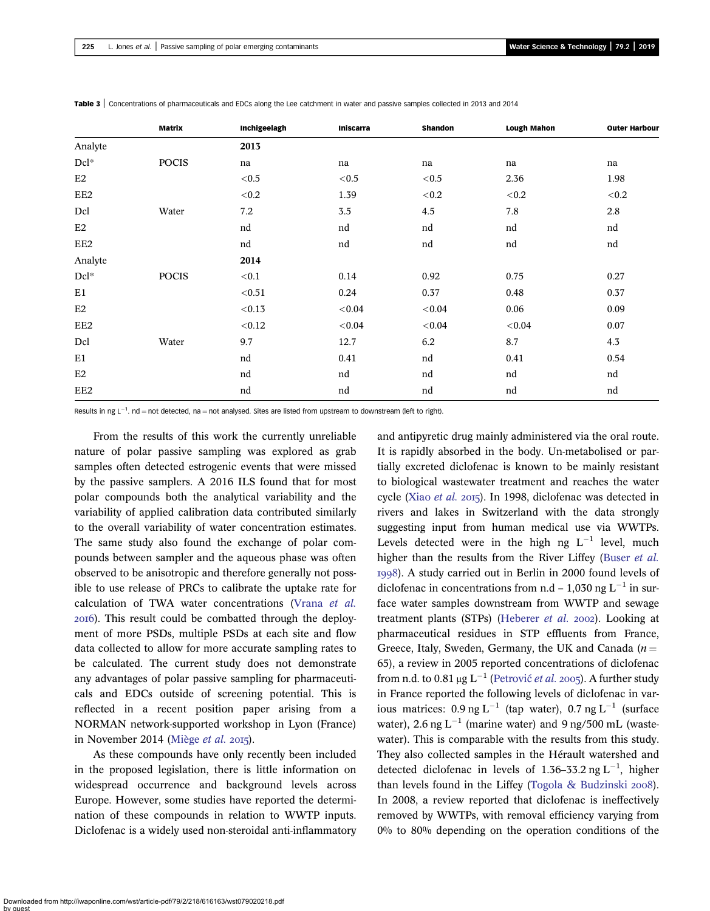**Table 3** | Concentrations of pharmaceuticals and EDCs along the Lee catchment in water and passive samples collected in 2013 and 2014

| | Matrix | Inchigeelagh | Iniscarra | Shandon | Lough Mahon | Outer Harbour |
|---|---|---|---|---|---|---|
| Analyte | | **2013** | | | | |
| Dcl* | POCIS | na | na | na | na | na |
| E2 | | <0.5 | <0.5 | <0.5 | 2.36 | 1.98 |
| EE2 | | <0.2 | 1.39 | <0.2 | <0.2 | <0.2 |
| Dcl | Water | 7.2 | 3.5 | 4.5 | 7.8 | 2.8 |
| E2 | | nd | nd | nd | nd | nd |
| EE2 | | nd | nd | nd | nd | nd |
| Analyte | | **2014** | | | | |
| Dcl* | POCIS | <0.1 | 0.14 | 0.92 | 0.75 | 0.27 |
| E1 | | <0.51 | 0.24 | 0.37 | 0.48 | 0.37 |
| E2 | | <0.13 | <0.04 | <0.04 | 0.06 | 0.09 |
| EE2 | | <0.12 | <0.04 | <0.04 | <0.04 | 0.07 |
| Dcl | Water | 9.7 | 12.7 | 6.2 | 8.7 | 4.3 |
| E1 | | nd | 0.41 | nd | 0.41 | 0.54 |
| E2 | | nd | nd | nd | nd | nd |
| EE2 | | nd | nd | nd | nd | nd |

Results in ng $L^{-1}$. nd = not detected, na = not analysed. Sites are listed from upstream to downstream (left to right).

From the results of this work the currently unreliable nature of polar passive sampling was explored as grab samples often detected estrogenic events that were missed by the passive samplers. A 2016 ILS found that for most polar compounds both the analytical variability and the variability of applied calibration data contributed similarly to the overall variability of water concentration estimates. The same study also found the exchange of polar compounds between sampler and the aqueous phase was often observed to be anisotropic and therefore generally not possible to use release of PRCs to calibrate the uptake rate for calculation of TWA water concentrations (Vrana *et al.* 2016). This result could be combatted through the deployment of more PSDs, multiple PSDs at each site and flow data collected to allow for more accurate sampling rates to be calculated. The current study does not demonstrate any advantages of polar passive sampling for pharmaceuticals and EDCs outside of screening potential. This is reflected in a recent position paper arising from a NORMAN network-supported workshop in Lyon (France) in November 2014 (Miège *et al.* 2015).

As these compounds have only recently been included in the proposed legislation, there is little information on widespread occurrence and background levels across Europe. However, some studies have reported the determination of these compounds in relation to WWTP inputs. Diclofenac is a widely used non-steroidal anti-inflammatory and antipyretic drug mainly administered via the oral route. It is rapidly absorbed in the body. Un-metabolised or partially excreted diclofenac is known to be mainly resistant to biological wastewater treatment and reaches the water cycle (Xiao *et al.* 2015). In 1998, diclofenac was detected in rivers and lakes in Switzerland with the data strongly suggesting input from human medical use via WWTPs. Levels detected were in the high ng $L^{-1}$ level, much higher than the results from the River Liffey (Buser *et al.* 1998). A study carried out in Berlin in 2000 found levels of diclofenac in concentrations from n.d – 1,030 ng $L^{-1}$ in surface water samples downstream from WWTP and sewage treatment plants (STPs) (Heberer *et al.* 2002). Looking at pharmaceutical residues in STP effluents from France, Greece, Italy, Sweden, Germany, the UK and Canada ($n = 65$), a review in 2005 reported concentrations of diclofenac from n.d. to 0.81 μg $L^{-1}$ (Petrović *et al.* 2005). A further study in France reported the following levels of diclofenac in various matrices: 0.9 ng $L^{-1}$ (tap water), 0.7 ng $L^{-1}$ (surface water), 2.6 ng $L^{-1}$ (marine water) and 9 ng/500 mL (wastewater). This is comparable with the results from this study. They also collected samples in the Hérault watershed and detected diclofenac in levels of 1.36–33.2 ng $L^{-1}$, higher than levels found in the Liffey (Togola & Budzinski 2008). In 2008, a review reported that diclofenac is ineffectively removed by WWTPs, with removal efficiency varying from 0% to 80% depending on the operation conditions of the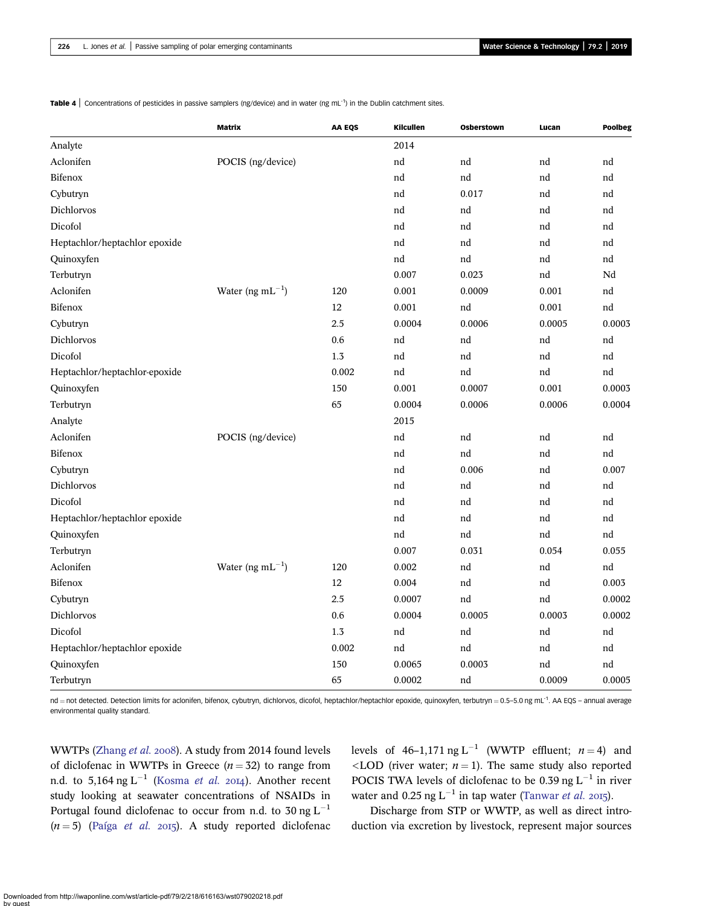**Table 4** | Concentrations of pesticides in passive samplers (ng/device) and in water (ng mL$^{-1}$) in the Dublin catchment sites.

| | Matrix | AA EQS | Kilcullen | Osberstown | Lucan | Poolbeg |
|---|---|---|---|---|---|---|
| Analyte | | | 2014 | | | |
| Aclonifen | POCIS (ng/device) | | nd | nd | nd | nd |
| Bifenox | | | nd | nd | nd | nd |
| Cybutryn | | | nd | 0.017 | nd | nd |
| Dichlorvos | | | nd | nd | nd | nd |
| Dicofol | | | nd | nd | nd | nd |
| Heptachlor/heptachlor epoxide | | | nd | nd | nd | nd |
| Quinoxyfen | | | nd | nd | nd | nd |
| Terbutryn | | | 0.007 | 0.023 | nd | Nd |
| Aclonifen | Water (ng mL$^{-1}$) | 120 | 0.001 | 0.0009 | 0.001 | nd |
| Bifenox | | 12 | 0.001 | nd | 0.001 | nd |
| Cybutryn | | 2.5 | 0.0004 | 0.0006 | 0.0005 | 0.0003 |
| Dichlorvos | | 0.6 | nd | nd | nd | nd |
| Dicofol | | 1.3 | nd | nd | nd | nd |
| Heptachlor/heptachlor-epoxide | | 0.002 | nd | nd | nd | nd |
| Quinoxyfen | | 150 | 0.001 | 0.0007 | 0.001 | 0.0003 |
| Terbutryn | | 65 | 0.0004 | 0.0006 | 0.0006 | 0.0004 |
| Analyte | | | 2015 | | | |
| Aclonifen | POCIS (ng/device) | | nd | nd | nd | nd |
| Bifenox | | | nd | nd | nd | nd |
| Cybutryn | | | nd | 0.006 | nd | 0.007 |
| Dichlorvos | | | nd | nd | nd | nd |
| Dicofol | | | nd | nd | nd | nd |
| Heptachlor/heptachlor epoxide | | | nd | nd | nd | nd |
| Quinoxyfen | | | nd | nd | nd | nd |
| Terbutryn | | | 0.007 | 0.031 | 0.054 | 0.055 |
| Aclonifen | Water (ng mL$^{-1}$) | 120 | 0.002 | nd | nd | nd |
| Bifenox | | 12 | 0.004 | nd | nd | 0.003 |
| Cybutryn | | 2.5 | 0.0007 | nd | nd | 0.0002 |
| Dichlorvos | | 0.6 | 0.0004 | 0.0005 | 0.0003 | 0.0002 |
| Dicofol | | 1.3 | nd | nd | nd | nd |
| Heptachlor/heptachlor epoxide | | 0.002 | nd | nd | nd | nd |
| Quinoxyfen | | 150 | 0.0065 | 0.0003 | nd | nd |
| Terbutryn | | 65 | 0.0002 | nd | 0.0009 | 0.0005 |

nd = not detected. Detection limits for aclonifen, bifenox, cybutryn, dichlorvos, dicofol, heptachlor/heptachlor epoxide, quinoxyfen, terbutryn = 0.5–5.0 ng mL$^{-1}$. AA EQS – annual average environmental quality standard.

WWTPs (Zhang *et al.* 2008). A study from 2014 found levels of diclofenac in WWTPs in Greece ($n = 32$) to range from n.d. to 5,164 ng L$^{-1}$ (Kosma *et al.* 2014). Another recent study looking at seawater concentrations of NSAIDs in Portugal found diclofenac to occur from n.d. to 30 ng L$^{-1}$ ($n = 5$) (Paíga *et al.* 2015). A study reported diclofenac levels of 46–1,171 ng L$^{-1}$ (WWTP effluent; $n = 4$) and <LOD (river water; $n = 1$). The same study also reported POCIS TWA levels of diclofenac to be 0.39 ng L$^{-1}$ in river water and 0.25 ng L$^{-1}$ in tap water (Tanwar *et al.* 2015).

Discharge from STP or WWTP, as well as direct introduction via excretion by livestock, represent major sources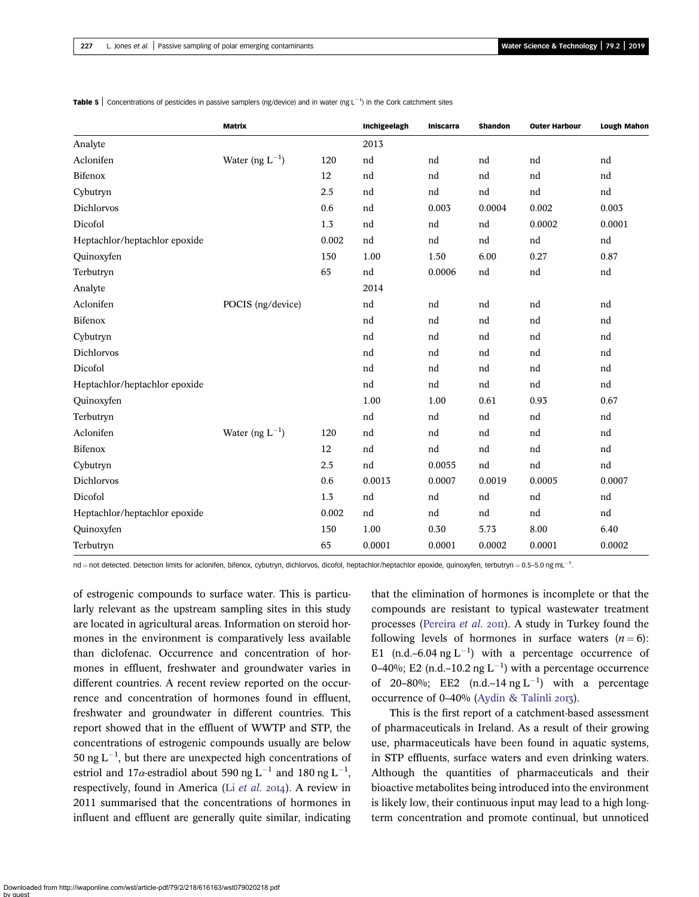**Table 5** | Concentrations of pesticides in passive samplers (ng/device) and in water (ng $L^{-1}$) in the Cork catchment sites

| | Matrix | | Inchigeelagh | Iniscarra | Shandon | Outer Harbour | Lough Mahon |
|---|---|---|---|---|---|---|---|
| Analyte | | | 2013 | | | | |
| Aclonifen | Water (ng $L^{-1}$) | 120 | nd | nd | nd | nd | nd |
| Bifenox | | 12 | nd | nd | nd | nd | nd |
| Cybutryn | | 2.5 | nd | nd | nd | nd | nd |
| Dichlorvos | | 0.6 | nd | 0.003 | 0.0004 | 0.002 | 0.003 |
| Dicofol | | 1.3 | nd | nd | nd | 0.0002 | 0.0001 |
| Heptachlor/heptachlor epoxide | | 0.002 | nd | nd | nd | nd | nd |
| Quinoxyfen | | 150 | 1.00 | 1.50 | 6.00 | 0.27 | 0.87 |
| Terbutryn | | 65 | nd | 0.0006 | nd | nd | nd |
| Analyte | | | 2014 | | | | |
| Aclonifen | POCIS (ng/device) | | nd | nd | nd | nd | nd |
| Bifenox | | | nd | nd | nd | nd | nd |
| Cybutryn | | | nd | nd | nd | nd | nd |
| Dichlorvos | | | nd | nd | nd | nd | nd |
| Dicofol | | | nd | nd | nd | nd | nd |
| Heptachlor/heptachlor epoxide | | | nd | nd | nd | nd | nd |
| Quinoxyfen | | | 1.00 | 1.00 | 0.61 | 0.93 | 0.67 |
| Terbutryn | | | nd | nd | nd | nd | nd |
| Aclonifen | Water (ng $L^{-1}$) | 120 | nd | nd | nd | nd | nd |
| Bifenox | | 12 | nd | nd | nd | nd | nd |
| Cybutryn | | 2.5 | nd | 0.0055 | nd | nd | nd |
| Dichlorvos | | 0.6 | 0.0013 | 0.0007 | 0.0019 | 0.0005 | 0.0007 |
| Dicofol | | 1.3 | nd | nd | nd | nd | nd |
| Heptachlor/heptachlor epoxide | | 0.002 | nd | nd | nd | nd | nd |
| Quinoxyfen | | 150 | 1.00 | 0.30 | 5.73 | 8.00 | 6.40 |
| Terbutryn | | 65 | 0.0001 | 0.0001 | 0.0002 | 0.0001 | 0.0002 |

nd = not detected. Detection limits for aclonifen, bifenox, cybutryn, dichlorvos, dicofol, heptachlor/heptachlor epoxide, quinoxyfen, terbutryn = 0.5–5.0 ng $mL^{-1}$.

of estrogenic compounds to surface water. This is particularly relevant as the upstream sampling sites in this study are located in agricultural areas. Information on steroid hormones in the environment is comparatively less available than diclofenac. Occurrence and concentration of hormones in effluent, freshwater and groundwater varies in different countries. A recent review reported on the occurrence and concentration of hormones found in effluent, freshwater and groundwater in different countries. This report showed that in the effluent of WWTP and STP, the concentrations of estrogenic compounds usually are below 50 ng $L^{-1}$, but there are unexpected high concentrations of estriol and 17$\alpha$-estradiol about 590 ng $L^{-1}$ and 180 ng $L^{-1}$, respectively, found in America (Li *et al.* 2014). A review in 2011 summarised that the concentrations of hormones in influent and effluent are generally quite similar, indicating that the elimination of hormones is incomplete or that the compounds are resistant to typical wastewater treatment processes (Pereira *et al.* 2011). A study in Turkey found the following levels of hormones in surface waters ($n = 6$): E1 (n.d.–6.04 ng $L^{-1}$) with a percentage occurrence of 0–40%; E2 (n.d.–10.2 ng $L^{-1}$) with a percentage occurrence of 20–80%; EE2 (n.d.–14 ng $L^{-1}$) with a percentage occurrence of 0–40% (Aydin & Talinli 2013).

This is the first report of a catchment-based assessment of pharmaceuticals in Ireland. As a result of their growing use, pharmaceuticals have been found in aquatic systems, in STP effluents, surface waters and even drinking waters. Although the quantities of pharmaceuticals and their bioactive metabolites being introduced into the environment is likely low, their continuous input may lead to a high long-term concentration and promote continual, but unnoticed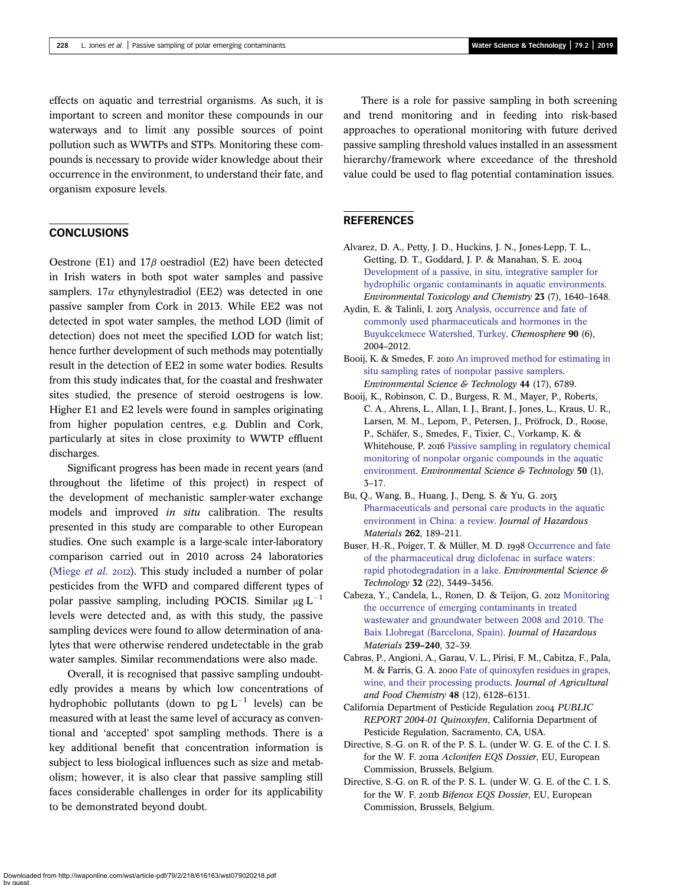effects on aquatic and terrestrial organisms. As such, it is important to screen and monitor these compounds in our waterways and to limit any possible sources of point pollution such as WWTPs and STPs. Monitoring these compounds is necessary to provide wider knowledge about their occurrence in the environment, to understand their fate, and organism exposure levels.

## CONCLUSIONS

Oestrone (E1) and 17$\beta$ oestradiol (E2) have been detected in Irish waters in both spot water samples and passive samplers. 17$\alpha$ ethynylestradiol (EE2) was detected in one passive sampler from Cork in 2013. While EE2 was not detected in spot water samples, the method LOD (limit of detection) does not meet the specified LOD for watch list; hence further development of such methods may potentially result in the detection of EE2 in some water bodies. Results from this study indicates that, for the coastal and freshwater sites studied, the presence of steroid oestrogens is low. Higher E1 and E2 levels were found in samples originating from higher population centres, e.g. Dublin and Cork, particularly at sites in close proximity to WWTP effluent discharges.

Significant progress has been made in recent years (and throughout the lifetime of this project) in respect of the development of mechanistic sampler-water exchange models and improved *in situ* calibration. The results presented in this study are comparable to other European studies. One such example is a large-scale inter-laboratory comparison carried out in 2010 across 24 laboratories (Miege *et al.* 2012). This study included a number of polar pesticides from the WFD and compared different types of polar passive sampling, including POCIS. Similar $\mu g\ L^{-1}$ levels were detected and, as with this study, the passive sampling devices were found to allow determination of analytes that were otherwise rendered undetectable in the grab water samples. Similar recommendations were also made.

Overall, it is recognised that passive sampling undoubtedly provides a means by which low concentrations of hydrophobic pollutants (down to $pg\ L^{-1}$ levels) can be measured with at least the same level of accuracy as conventional and 'accepted' spot sampling methods. There is a key additional benefit that concentration information is subject to less biological influences such as size and metabolism; however, it is also clear that passive sampling still faces considerable challenges in order for its applicability to be demonstrated beyond doubt.

There is a role for passive sampling in both screening and trend monitoring and in feeding into risk-based approaches to operational monitoring with future derived passive sampling threshold values installed in an assessment hierarchy/framework where exceedance of the threshold value could be used to flag potential contamination issues.

## REFERENCES

Alvarez, D. A., Petty, J. D., Huckins, J. N., Jones-Lepp, T. L., Getting, D. T., Goddard, J. P. & Manahan, S. E. 2004 Development of a passive, in situ, integrative sampler for hydrophilic organic contaminants in aquatic environments. *Environmental Toxicology and Chemistry* **23** (7), 1640–1648.

Aydin, E. & Talinli, I. 2013 Analysis, occurrence and fate of commonly used pharmaceuticals and hormones in the Buyukcekmece Watershed, Turkey. *Chemosphere* **90** (6), 2004–2012.

Booij, K. & Smedes, F. 2010 An improved method for estimating in situ sampling rates of nonpolar passive samplers. *Environmental Science & Technology* **44** (17), 6789.

Booij, K., Robinson, C. D., Burgess, R. M., Mayer, P., Roberts, C. A., Ahrens, L., Allan, I. J., Brant, J., Jones, L., Kraus, U. R., Larsen, M. M., Lepom, P., Petersen, J., Pröfrock, D., Roose, P., Schäfer, S., Smedes, F., Tixier, C., Vorkamp, K. & Whitehouse, P. 2016 Passive sampling in regulatory chemical monitoring of nonpolar organic compounds in the aquatic environment. *Environmental Science & Technology* **50** (1), 3–17.

Bu, Q., Wang, B., Huang, J., Deng, S. & Yu, G. 2013 Pharmaceuticals and personal care products in the aquatic environment in China: a review. *Journal of Hazardous Materials* **262**, 189–211.

Buser, H.-R., Poiger, T. & Müller, M. D. 1998 Occurrence and fate of the pharmaceutical drug diclofenac in surface waters: rapid photodegradation in a lake. *Environmental Science & Technology* **32** (22), 3449–3456.

Cabeza, Y., Candela, L., Ronen, D. & Teijon, G. 2012 Monitoring the occurrence of emerging contaminants in treated wastewater and groundwater between 2008 and 2010. The Baix Llobregat (Barcelona, Spain). *Journal of Hazardous Materials* **239–240**, 32–39.

Cabras, P., Angioni, A., Garau, V. L., Pirisi, F. M., Cabitza, F., Pala, M. & Farris, G. A. 2000 Fate of quinoxyfen residues in grapes, wine, and their processing products. *Journal of Agricultural and Food Chemistry* **48** (12), 6128–6131.

California Department of Pesticide Regulation 2004 *PUBLIC REPORT 2004-01 Quinoxyfen*, California Department of Pesticide Regulation, Sacramento, CA, USA.

Directive, S.-G. on R. of the P. S. L. (under W. G. E. of the C. I. S. for the W. F. 2011a *Aclonifen EQS Dossier*, EU, European Commission, Brussels, Belgium.

Directive, S.-G. on R. of the P. S. L. (under W. G. E. of the C. I. S. for the W. F. 2011b *Bifenox EQS Dossier*, EU, European Commission, Brussels, Belgium.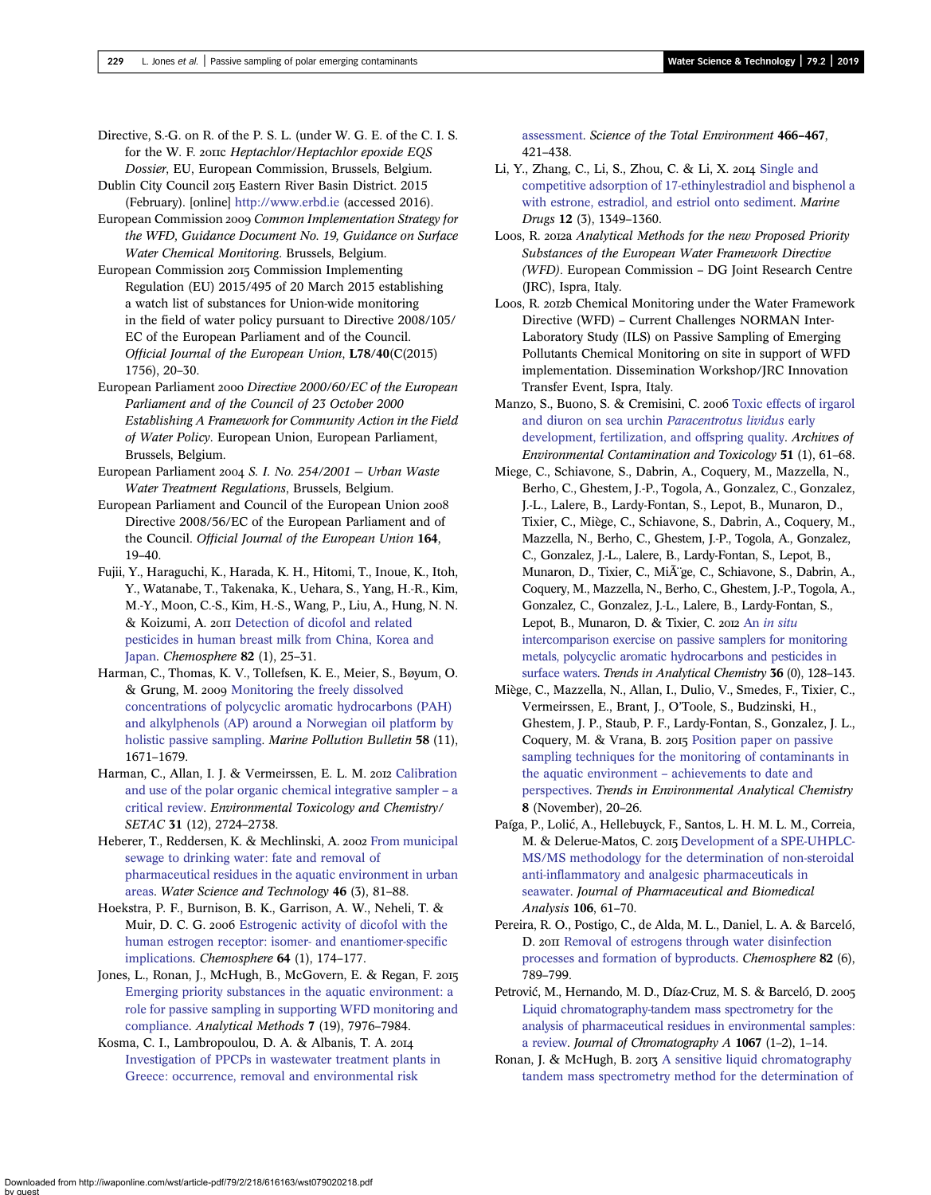Directive, S.-G. on R. of the P. S. L. (under W. G. E. of the C. I. S. for the W. F. 2011c *Heptachlor/Heptachlor epoxide EQS Dossier*, EU, European Commission, Brussels, Belgium.

Dublin City Council 2015 Eastern River Basin District. 2015 (February). [online] http://www.erbd.ie (accessed 2016).

European Commission 2009 *Common Implementation Strategy for the WFD, Guidance Document No. 19, Guidance on Surface Water Chemical Monitoring*. Brussels, Belgium.

European Commission 2015 Commission Implementing Regulation (EU) 2015/495 of 20 March 2015 establishing a watch list of substances for Union-wide monitoring in the field of water policy pursuant to Directive 2008/105/ EC of the European Parliament and of the Council. *Official Journal of the European Union*, **L78/40**(C(2015) 1756), 20–30.

European Parliament 2000 *Directive 2000/60/EC of the European Parliament and of the Council of 23 October 2000 Establishing A Framework for Community Action in the Field of Water Policy*. European Union, European Parliament, Brussels, Belgium.

European Parliament 2004 *S. I. No. 254/2001 – Urban Waste Water Treatment Regulations*, Brussels, Belgium.

European Parliament and Council of the European Union 2008 Directive 2008/56/EC of the European Parliament and of the Council. *Official Journal of the European Union* **164**, 19–40.

Fujii, Y., Haraguchi, K., Harada, K. H., Hitomi, T., Inoue, K., Itoh, Y., Watanabe, T., Takenaka, K., Uehara, S., Yang, H.-R., Kim, M.-Y., Moon, C.-S., Kim, H.-S., Wang, P., Liu, A., Hung, N. N. & Koizumi, A. 2011 Detection of dicofol and related pesticides in human breast milk from China, Korea and Japan. *Chemosphere* **82** (1), 25–31.

Harman, C., Thomas, K. V., Tollefsen, K. E., Meier, S., Bøyum, O. & Grung, M. 2009 Monitoring the freely dissolved concentrations of polycyclic aromatic hydrocarbons (PAH) and alkylphenols (AP) around a Norwegian oil platform by holistic passive sampling. *Marine Pollution Bulletin* **58** (11), 1671–1679.

Harman, C., Allan, I. J. & Vermeirssen, E. L. M. 2012 Calibration and use of the polar organic chemical integrative sampler – a critical review. *Environmental Toxicology and Chemistry/ SETAC* **31** (12), 2724–2738.

Heberer, T., Reddersen, K. & Mechlinski, A. 2002 From municipal sewage to drinking water: fate and removal of pharmaceutical residues in the aquatic environment in urban areas. *Water Science and Technology* **46** (3), 81–88.

Hoekstra, P. F., Burnison, B. K., Garrison, A. W., Neheli, T. & Muir, D. C. G. 2006 Estrogenic activity of dicofol with the human estrogen receptor: isomer- and enantiomer-specific implications. *Chemosphere* **64** (1), 174–177.

Jones, L., Ronan, J., McHugh, B., McGovern, E. & Regan, F. 2015 Emerging priority substances in the aquatic environment: a role for passive sampling in supporting WFD monitoring and compliance. *Analytical Methods* **7** (19), 7976–7984.

Kosma, C. I., Lambropoulou, D. A. & Albanis, T. A. 2014 Investigation of PPCPs in wastewater treatment plants in Greece: occurrence, removal and environmental risk assessment. *Science of the Total Environment* **466–467**, 421–438.

Li, Y., Zhang, C., Li, S., Zhou, C. & Li, X. 2014 Single and competitive adsorption of 17-ethinylestradiol and bisphenol a with estrone, estradiol, and estriol onto sediment. *Marine Drugs* **12** (3), 1349–1360.

Loos, R. 2012a *Analytical Methods for the new Proposed Priority Substances of the European Water Framework Directive (WFD)*. European Commission – DG Joint Research Centre (JRC), Ispra, Italy.

Loos, R. 2012b Chemical Monitoring under the Water Framework Directive (WFD) – Current Challenges NORMAN Inter-Laboratory Study (ILS) on Passive Sampling of Emerging Pollutants Chemical Monitoring on site in support of WFD implementation. Dissemination Workshop/JRC Innovation Transfer Event, Ispra, Italy.

Manzo, S., Buono, S. & Cremisini, C. 2006 Toxic effects of irgarol and diuron on sea urchin *Paracentrotus lividus* early development, fertilization, and offspring quality. *Archives of Environmental Contamination and Toxicology* **51** (1), 61–68.

Miege, C., Schiavone, S., Dabrin, A., Coquery, M., Mazzella, N., Berho, C., Ghestem, J.-P., Togola, A., Gonzalez, C., Gonzalez, J.-L., Lalere, B., Lardy-Fontan, S., Lepot, B., Munaron, D., Tixier, C., Miège, C., Schiavone, S., Dabrin, A., Coquery, M., Mazzella, N., Berho, C., Ghestem, J.-P., Togola, A., Gonzalez, C., Gonzalez, J.-L., Lalere, B., Lardy-Fontan, S., Lepot, B., Munaron, D., Tixier, C., MiÃ¨ge, C., Schiavone, S., Dabrin, A., Coquery, M., Mazzella, N., Berho, C., Ghestem, J.-P., Togola, A., Gonzalez, C., Gonzalez, J.-L., Lalere, B., Lardy-Fontan, S., Lepot, B., Munaron, D. & Tixier, C. 2012 An *in situ* intercomparison exercise on passive samplers for monitoring metals, polycyclic aromatic hydrocarbons and pesticides in surface waters. *Trends in Analytical Chemistry* **36** (0), 128–143.

Miège, C., Mazzella, N., Allan, I., Dulio, V., Smedes, F., Tixier, C., Vermeirssen, E., Brant, J., O'Toole, S., Budzinski, H., Ghestem, J. P., Staub, P. F., Lardy-Fontan, S., Gonzalez, J. L., Coquery, M. & Vrana, B. 2015 Position paper on passive sampling techniques for the monitoring of contaminants in the aquatic environment – achievements to date and perspectives. *Trends in Environmental Analytical Chemistry* **8** (November), 20–26.

Paíga, P., Lolić, A., Hellebuyck, F., Santos, L. H. M. L. M., Correia, M. & Delerue-Matos, C. 2015 Development of a SPE-UHPLC-MS/MS methodology for the determination of non-steroidal anti-inflammatory and analgesic pharmaceuticals in seawater. *Journal of Pharmaceutical and Biomedical Analysis* **106**, 61–70.

Pereira, R. O., Postigo, C., de Alda, M. L., Daniel, L. A. & Barceló, D. 2011 Removal of estrogens through water disinfection processes and formation of byproducts. *Chemosphere* **82** (6), 789–799.

Petrović, M., Hernando, M. D., Díaz-Cruz, M. S. & Barceló, D. 2005 Liquid chromatography-tandem mass spectrometry for the analysis of pharmaceutical residues in environmental samples: a review. *Journal of Chromatography A* **1067** (1–2), 1–14.

Ronan, J. & McHugh, B. 2013 A sensitive liquid chromatography tandem mass spectrometry method for the determination of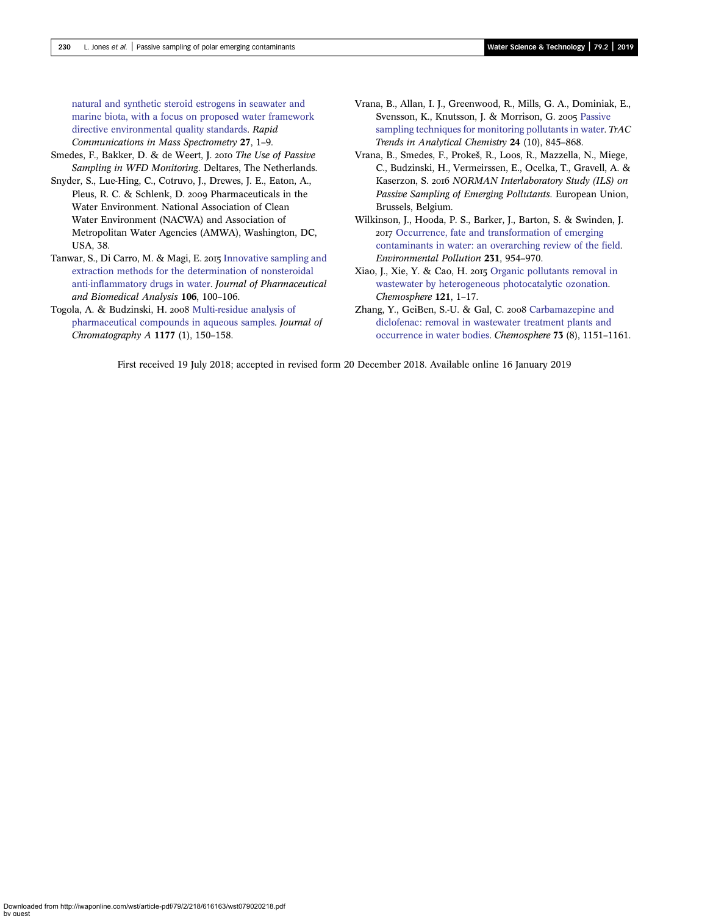natural and synthetic steroid estrogens in seawater and marine biota, with a focus on proposed water framework directive environmental quality standards. *Rapid Communications in Mass Spectrometry* **27**, 1–9.

Smedes, F., Bakker, D. & de Weert, J. 2010 *The Use of Passive Sampling in WFD Monitoring*. Deltares, The Netherlands.

Snyder, S., Lue-Hing, C., Cotruvo, J., Drewes, J. E., Eaton, A., Pleus, R. C. & Schlenk, D. 2009 Pharmaceuticals in the Water Environment. National Association of Clean Water Environment (NACWA) and Association of Metropolitan Water Agencies (AMWA), Washington, DC, USA, 38.

Tanwar, S., Di Carro, M. & Magi, E. 2015 Innovative sampling and extraction methods for the determination of nonsteroidal anti-inflammatory drugs in water. *Journal of Pharmaceutical and Biomedical Analysis* **106**, 100–106.

Togola, A. & Budzinski, H. 2008 Multi-residue analysis of pharmaceutical compounds in aqueous samples. *Journal of Chromatography A* **1177** (1), 150–158.

Vrana, B., Allan, I. J., Greenwood, R., Mills, G. A., Dominiak, E., Svensson, K., Knutsson, J. & Morrison, G. 2005 Passive sampling techniques for monitoring pollutants in water. *TrAC Trends in Analytical Chemistry* **24** (10), 845–868.

Vrana, B., Smedes, F., Prokeš, R., Loos, R., Mazzella, N., Miege, C., Budzinski, H., Vermeirssen, E., Ocelka, T., Gravell, A. & Kaserzon, S. 2016 *NORMAN Interlaboratory Study (ILS) on Passive Sampling of Emerging Pollutants*. European Union, Brussels, Belgium.

Wilkinson, J., Hooda, P. S., Barker, J., Barton, S. & Swinden, J. 2017 Occurrence, fate and transformation of emerging contaminants in water: an overarching review of the field. *Environmental Pollution* **231**, 954–970.

Xiao, J., Xie, Y. & Cao, H. 2015 Organic pollutants removal in wastewater by heterogeneous photocatalytic ozonation. *Chemosphere* **121**, 1–17.

Zhang, Y., GeiBen, S.-U. & Gal, C. 2008 Carbamazepine and diclofenac: removal in wastewater treatment plants and occurrence in water bodies. *Chemosphere* **73** (8), 1151–1161.

First received 19 July 2018; accepted in revised form 20 December 2018. Available online 16 January 2019